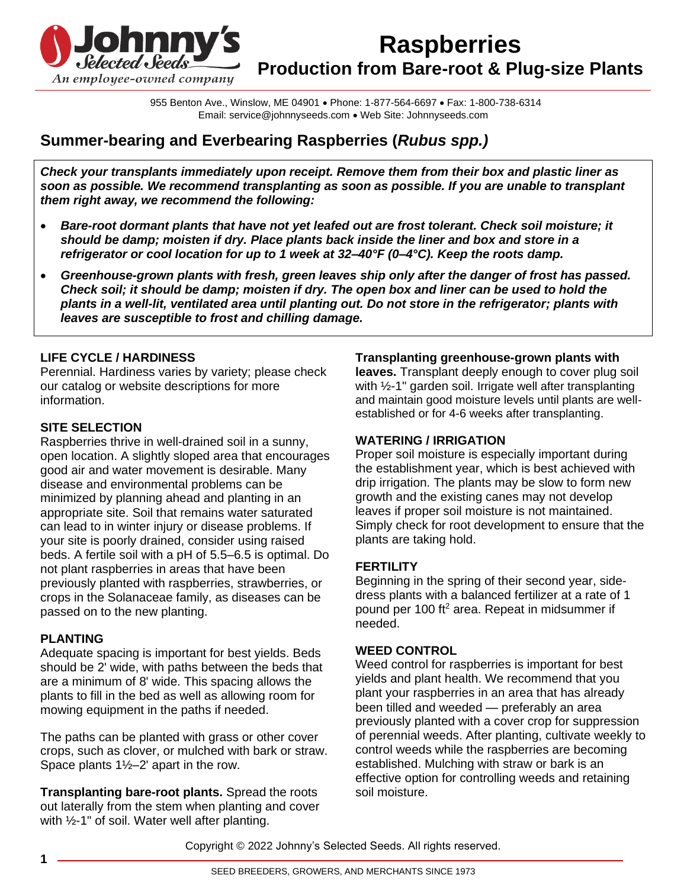Johnny's Selected Seeds
An employee-owned company

# Raspberries

## Production from Bare-root & Plug-size Plants

955 Benton Ave., Winslow, ME 04901 • Phone: 1-877-564-6697 • Fax: 1-800-738-6314
Email: service@johnnyseeds.com • Web Site: Johnnyseeds.com

## Summer-bearing and Everbearing Raspberries (*Rubus spp.)*

***Check your transplants immediately upon receipt. Remove them from their box and plastic liner as soon as possible. We recommend transplanting as soon as possible. If you are unable to transplant them right away, we recommend the following:***

- ***Bare-root dormant plants that have not yet leafed out are frost tolerant. Check soil moisture; it should be damp; moisten if dry. Place plants back inside the liner and box and store in a refrigerator or cool location for up to 1 week at 32–40°F (0–4°C). Keep the roots damp.***
- ***Greenhouse-grown plants with fresh, green leaves ship only after the danger of frost has passed. Check soil; it should be damp; moisten if dry. The open box and liner can be used to hold the plants in a well-lit, ventilated area until planting out. Do not store in the refrigerator; plants with leaves are susceptible to frost and chilling damage.***

### LIFE CYCLE / HARDINESS

Perennial. Hardiness varies by variety; please check our catalog or website descriptions for more information.

### SITE SELECTION

Raspberries thrive in well-drained soil in a sunny, open location. A slightly sloped area that encourages good air and water movement is desirable. Many disease and environmental problems can be minimized by planning ahead and planting in an appropriate site. Soil that remains water saturated can lead to in winter injury or disease problems. If your site is poorly drained, consider using raised beds. A fertile soil with a pH of 5.5–6.5 is optimal. Do not plant raspberries in areas that have been previously planted with raspberries, strawberries, or crops in the Solanaceae family, as diseases can be passed on to the new planting.

### PLANTING

Adequate spacing is important for best yields. Beds should be 2' wide, with paths between the beds that are a minimum of 8' wide. This spacing allows the plants to fill in the bed as well as allowing room for mowing equipment in the paths if needed.

The paths can be planted with grass or other cover crops, such as clover, or mulched with bark or straw. Space plants 1½–2' apart in the row.

**Transplanting bare-root plants.** Spread the roots out laterally from the stem when planting and cover with ½-1" of soil. Water well after planting.

**Transplanting greenhouse-grown plants with leaves.** Transplant deeply enough to cover plug soil with ½-1" garden soil. Irrigate well after transplanting and maintain good moisture levels until plants are well-established or for 4-6 weeks after transplanting.

### WATERING / IRRIGATION

Proper soil moisture is especially important during the establishment year, which is best achieved with drip irrigation. The plants may be slow to form new growth and the existing canes may not develop leaves if proper soil moisture is not maintained. Simply check for root development to ensure that the plants are taking hold.

### FERTILITY

Beginning in the spring of their second year, side-dress plants with a balanced fertilizer at a rate of 1 pound per 100 ft$^2$ area. Repeat in midsummer if needed.

### WEED CONTROL

Weed control for raspberries is important for best yields and plant health. We recommend that you plant your raspberries in an area that has already been tilled and weeded — preferably an area previously planted with a cover crop for suppression of perennial weeds. After planting, cultivate weekly to control weeds while the raspberries are becoming established. Mulching with straw or bark is an effective option for controlling weeds and retaining soil moisture.

Copyright © 2022 Johnny's Selected Seeds. All rights reserved.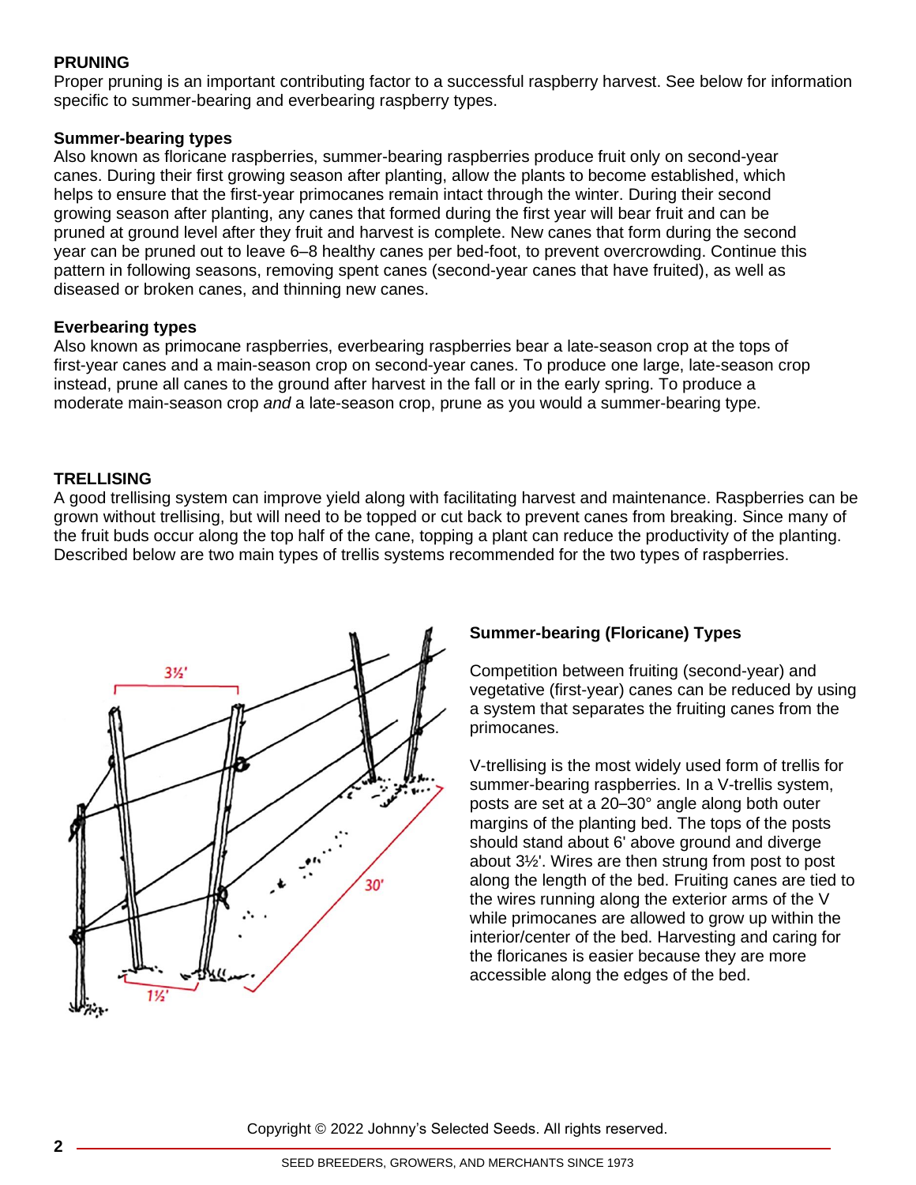## PRUNING

Proper pruning is an important contributing factor to a successful raspberry harvest. See below for information specific to summer-bearing and everbearing raspberry types.

### Summer-bearing types

Also known as floricane raspberries, summer-bearing raspberries produce fruit only on second-year canes. During their first growing season after planting, allow the plants to become established, which helps to ensure that the first-year primocanes remain intact through the winter. During their second growing season after planting, any canes that formed during the first year will bear fruit and can be pruned at ground level after they fruit and harvest is complete. New canes that form during the second year can be pruned out to leave 6–8 healthy canes per bed-foot, to prevent overcrowding. Continue this pattern in following seasons, removing spent canes (second-year canes that have fruited), as well as diseased or broken canes, and thinning new canes.

### Everbearing types

Also known as primocane raspberries, everbearing raspberries bear a late-season crop at the tops of first-year canes and a main-season crop on second-year canes. To produce one large, late-season crop instead, prune all canes to the ground after harvest in the fall or in the early spring. To produce a moderate main-season crop *and* a late-season crop, prune as you would a summer-bearing type.

## TRELLISING

A good trellising system can improve yield along with facilitating harvest and maintenance. Raspberries can be grown without trellising, but will need to be topped or cut back to prevent canes from breaking. Since many of the fruit buds occur along the top half of the cane, topping a plant can reduce the productivity of the planting. Described below are two main types of trellis systems recommended for the two types of raspberries.

### Summer-bearing (Floricane) Types

Competition between fruiting (second-year) and vegetative (first-year) canes can be reduced by using a system that separates the fruiting canes from the primocanes.

V-trellising is the most widely used form of trellis for summer-bearing raspberries. In a V-trellis system, posts are set at a 20–30° angle along both outer margins of the planting bed. The tops of the posts should stand about 6' above ground and diverge about 3½'. Wires are then strung from post to post along the length of the bed. Fruiting canes are tied to the wires running along the exterior arms of the V while primocanes are allowed to grow up within the interior/center of the bed. Harvesting and caring for the floricanes is easier because they are more accessible along the edges of the bed.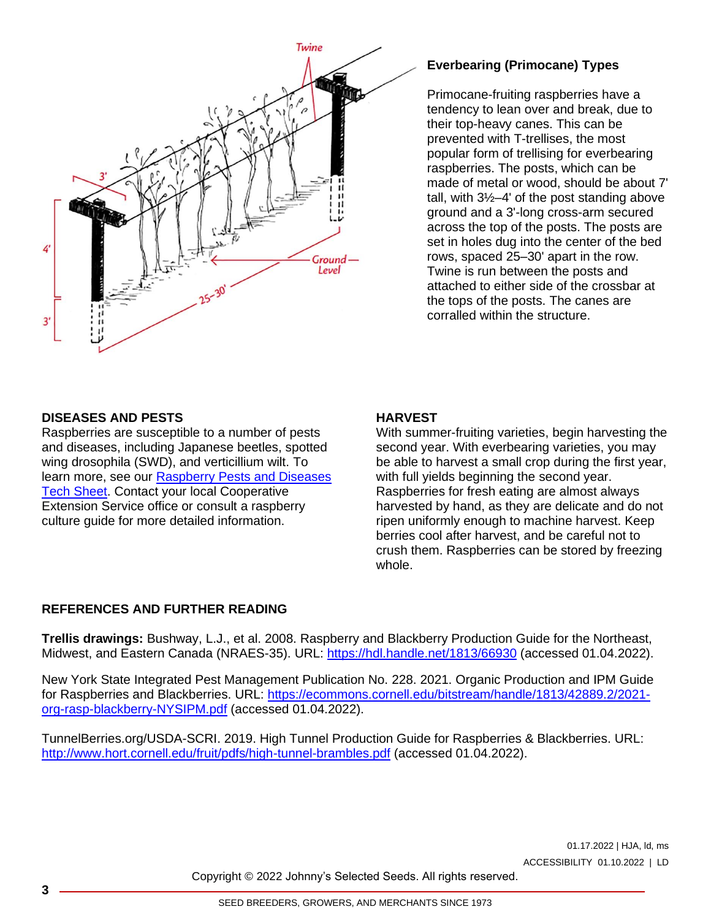Twine

3'

4'

3'

Ground Level

25–30'

### Everbearing (Primocane) Types

Primocane-fruiting raspberries have a tendency to lean over and break, due to their top-heavy canes. This can be prevented with T-trellises, the most popular form of trellising for everbearing raspberries. The posts, which can be made of metal or wood, should be about 7' tall, with 3½–4' of the post standing above ground and a 3'-long cross-arm secured across the top of the posts. The posts are set in holes dug into the center of the bed rows, spaced 25–30' apart in the row. Twine is run between the posts and attached to either side of the crossbar at the tops of the posts. The canes are corralled within the structure.

## DISEASES AND PESTS

Raspberries are susceptible to a number of pests and diseases, including Japanese beetles, spotted wing drosophila (SWD), and verticillium wilt. To learn more, see our Raspberry Pests and Diseases Tech Sheet. Contact your local Cooperative Extension Service office or consult a raspberry culture guide for more detailed information.

## HARVEST

With summer-fruiting varieties, begin harvesting the second year. With everbearing varieties, you may be able to harvest a small crop during the first year, with full yields beginning the second year. Raspberries for fresh eating are almost always harvested by hand, as they are delicate and do not ripen uniformly enough to machine harvest. Keep berries cool after harvest, and be careful not to crush them. Raspberries can be stored by freezing whole.

## REFERENCES AND FURTHER READING

**Trellis drawings:** Bushway, L.J., et al. 2008. Raspberry and Blackberry Production Guide for the Northeast, Midwest, and Eastern Canada (NRAES-35). URL: https://hdl.handle.net/1813/66930 (accessed 01.04.2022).

New York State Integrated Pest Management Publication No. 228. 2021. Organic Production and IPM Guide for Raspberries and Blackberries. URL: https://ecommons.cornell.edu/bitstream/handle/1813/42889.2/2021-org-rasp-blackberry-NYSIPM.pdf (accessed 01.04.2022).

TunnelBerries.org/USDA-SCRI. 2019. High Tunnel Production Guide for Raspberries & Blackberries. URL: http://www.hort.cornell.edu/fruit/pdfs/high-tunnel-brambles.pdf (accessed 01.04.2022).

01.17.2022 | HJA, ld, ms

ACCESSIBILITY 01.10.2022 | LD

Copyright © 2022 Johnny's Selected Seeds. All rights reserved.

SEED BREEDERS, GROWERS, AND MERCHANTS SINCE 1973